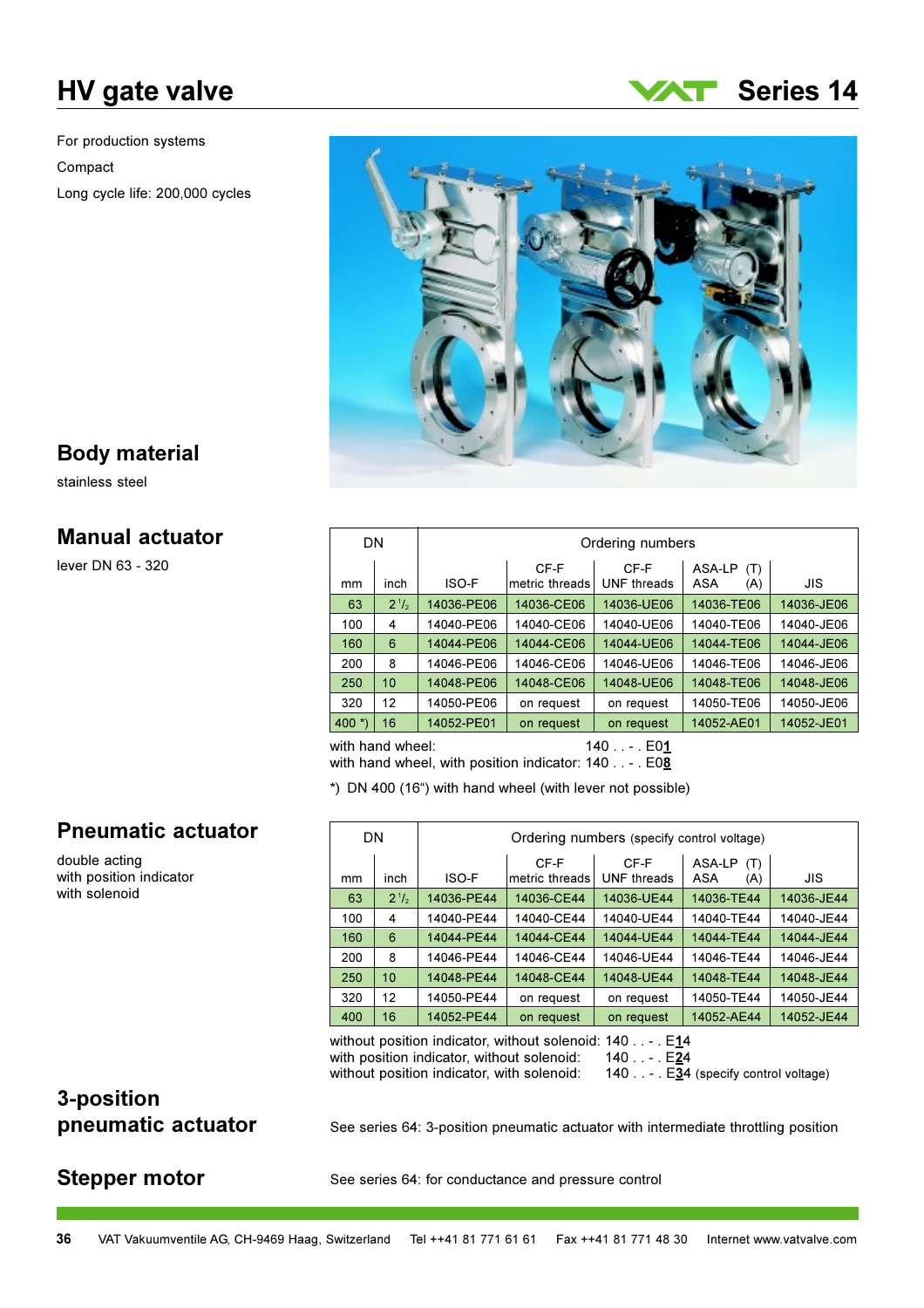# HV gate valve

**Series 14**

For production systems

Compact

Long cycle life: 200,000 cycles

## Body material

stainless steel

## Manual actuator

lever DN 63 - 320

| DN | | Ordering numbers | | | | |
|---|---|---|---|---|---|---|
| mm | inch | ISO-F | CF-F metric threads | CF-F UNF threads | ASA-LP (T) ASA (A) | JIS |
| 63 | 2 1/2 | 14036-PE06 | 14036-CE06 | 14036-UE06 | 14036-TE06 | 14036-JE06 |
| 100 | 4 | 14040-PE06 | 14040-CE06 | 14040-UE06 | 14040-TE06 | 14040-JE06 |
| 160 | 6 | 14044-PE06 | 14044-CE06 | 14044-UE06 | 14044-TE06 | 14044-JE06 |
| 200 | 8 | 14046-PE06 | 14046-CE06 | 14046-UE06 | 14046-TE06 | 14046-JE06 |
| 250 | 10 | 14048-PE06 | 14048-CE06 | 14048-UE06 | 14048-TE06 | 14048-JE06 |
| 320 | 12 | 14050-PE06 | on request | on request | 14050-TE06 | 14050-JE06 |
| 400 *) | 16 | 14052-PE01 | on request | on request | 14052-AE01 | 14052-JE01 |

with hand wheel: 140 . . - . E01

with hand wheel, with position indicator: 140 . . - . E08

*) DN 400 (16") with hand wheel (with lever not possible)

## Pneumatic actuator

double acting
with position indicator
with solenoid

| DN | | Ordering numbers (specify control voltage) | | | | |
|---|---|---|---|---|---|---|
| mm | inch | ISO-F | CF-F metric threads | CF-F UNF threads | ASA-LP (T) ASA (A) | JIS |
| 63 | 2 1/2 | 14036-PE44 | 14036-CE44 | 14036-UE44 | 14036-TE44 | 14036-JE44 |
| 100 | 4 | 14040-PE44 | 14040-CE44 | 14040-UE44 | 14040-TE44 | 14040-JE44 |
| 160 | 6 | 14044-PE44 | 14044-CE44 | 14044-UE44 | 14044-TE44 | 14044-JE44 |
| 200 | 8 | 14046-PE44 | 14046-CE44 | 14046-UE44 | 14046-TE44 | 14046-JE44 |
| 250 | 10 | 14048-PE44 | 14048-CE44 | 14048-UE44 | 14048-TE44 | 14048-JE44 |
| 320 | 12 | 14050-PE44 | on request | on request | 14050-TE44 | 14050-JE44 |
| 400 | 16 | 14052-PE44 | on request | on request | 14052-AE44 | 14052-JE44 |

without position indicator, without solenoid: 140 . . - . E14

with position indicator, without solenoid: 140 . . - . E24

without position indicator, with solenoid: 140 . . - . E34 (specify control voltage)

## 3-position pneumatic actuator

See series 64: 3-position pneumatic actuator with intermediate throttling position

## Stepper motor

See series 64: for conductance and pressure control

VAT Vakuumventile AG, CH-9469 Haag, Switzerland Tel ++41 81 771 61 61 Fax ++41 81 771 48 30 Internet www.vatvalve.com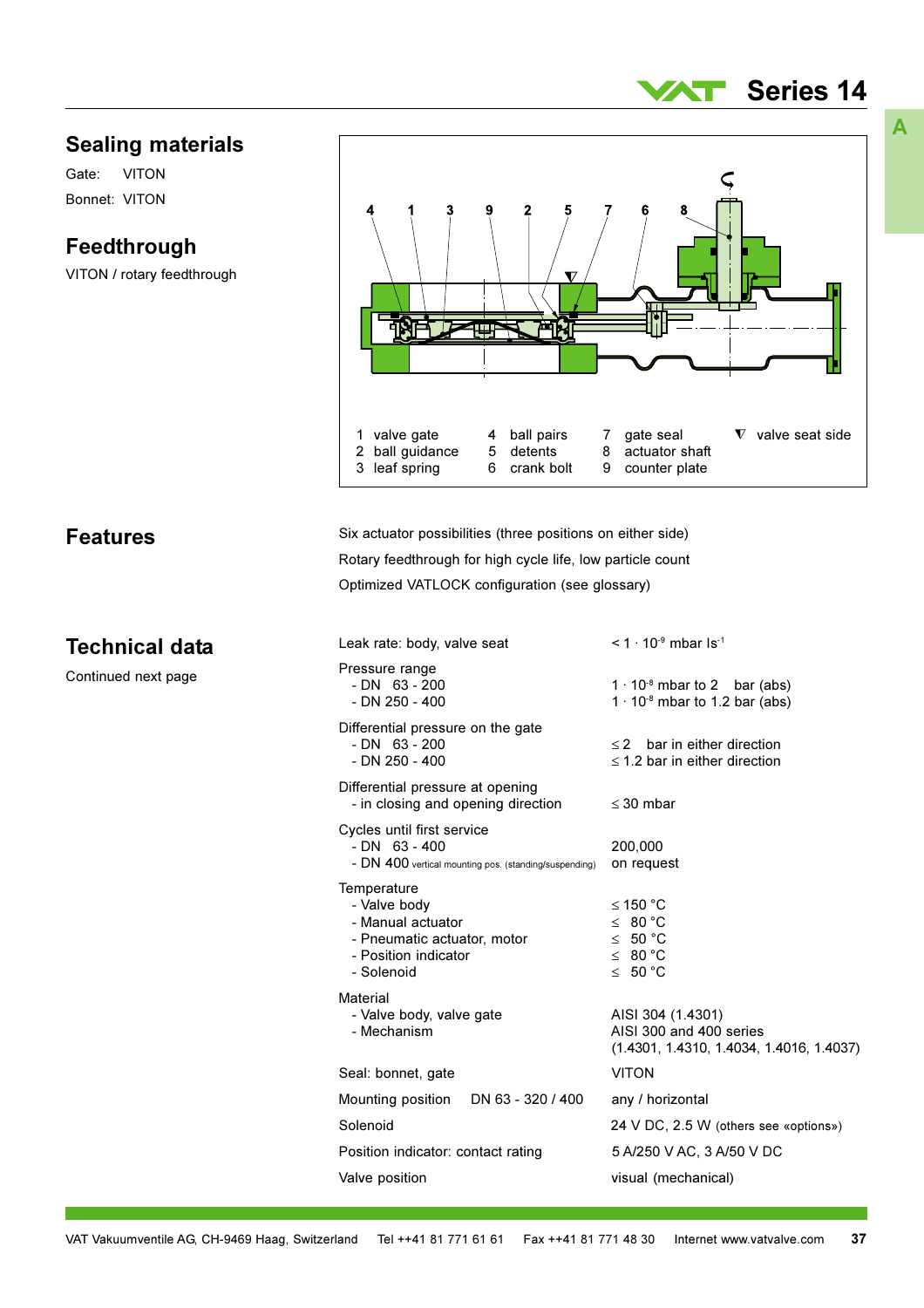## Sealing materials

Gate: VITON

Bonnet: VITON

## Feedthrough

VITON / rotary feedthrough

| | | |
|---|---|---|
| 1 valve gate | 4 ball pairs | 7 gate seal |
| 2 ball guidance | 5 detents | 8 actuator shaft |
| 3 leaf spring | 6 crank bolt | 9 counter plate |

▼ valve seat side

## Features

Six actuator possibilities (three positions on either side)

Rotary feedthrough for high cycle life, low particle count

Optimized VATLOCK configuration (see glossary)

## Technical data

Continued next page

| | |
|---|---|
| Leak rate: body, valve seat | < $1 \cdot 10^{-9}$ mbar $ls^{-1}$ |
| Pressure range | |
| - DN 63 - 200 | $1 \cdot 10^{-8}$ mbar to 2 bar (abs) |
| - DN 250 - 400 | $1 \cdot 10^{-8}$ mbar to 1.2 bar (abs) |
| Differential pressure on the gate | |
| - DN 63 - 200 | ≤ 2 bar in either direction |
| - DN 250 - 400 | ≤ 1.2 bar in either direction |
| Differential pressure at opening | |
| - in closing and opening direction | ≤ 30 mbar |
| Cycles until first service | |
| - DN 63 - 400 | 200,000 |
| - DN 400 vertical mounting pos. (standing/suspending) | on request |
| Temperature | |
| - Valve body | ≤ 150 °C |
| - Manual actuator | ≤ 80 °C |
| - Pneumatic actuator, motor | ≤ 50 °C |
| - Position indicator | ≤ 80 °C |
| - Solenoid | ≤ 50 °C |
| Material | |
| - Valve body, valve gate | AISI 304 (1.4301) |
| - Mechanism | AISI 300 and 400 series (1.4301, 1.4310, 1.4034, 1.4016, 1.4037) |
| Seal: bonnet, gate | VITON |
| Mounting position DN 63 - 320 / 400 | any / horizontal |
| Solenoid | 24 V DC, 2.5 W (others see «options») |
| Position indicator: contact rating | 5 A/250 V AC, 3 A/50 V DC |
| Valve position | visual (mechanical) |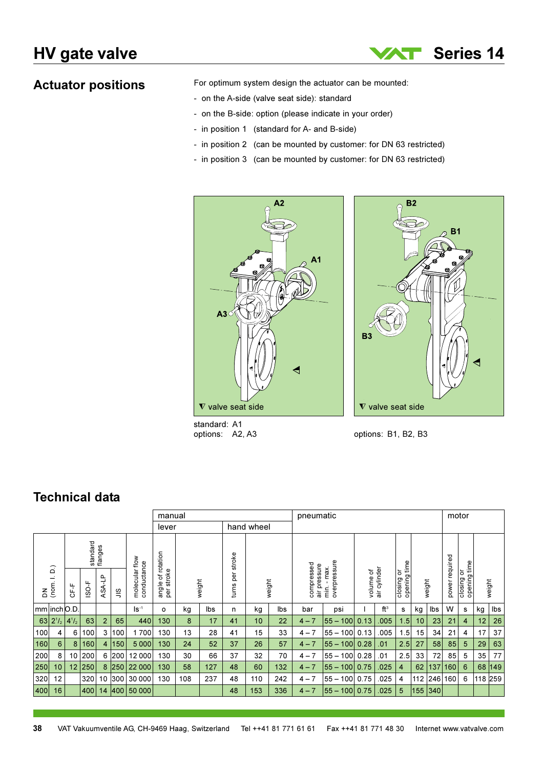# HV gate valve

## Actuator positions

For optimum system design the actuator can be mounted:

- on the A-side (valve seat side): standard
- on the B-side: option (please indicate in your order)
- in position 1 (standard for A- and B-side)
- in position 2 (can be mounted by customer: for DN 63 restricted)
- in position 3 (can be mounted by customer: for DN 63 restricted)

A2, A1, A3 — ▼ valve seat side

B2, B1, B3 — ▼ valve seat side

standard: A1
options: A2, A3

options: B1, B2, B3

## Technical data

| | | standard flanges | | | | | manual | | | | | | pneumatic | | | | | | | motor | | | |
|---|---|---|---|---|---|---|---|---|---|---|---|---|---|---|---|---|---|---|---|---|---|---|---|
| | | | | | | | lever | | | hand wheel | | | | | | | | | | | | | |
| DN (nom. I. D.) | | CF-F | ISO-F | ASA-LP | JIS | molecular flow conductance | angle of rotation per stroke | weight | | turns per stroke | weight | | compressed air pressure min. - max. overpressure | | volume of air cylinder | | closing or opening time | weight | | power required | closing or opening time | weight | |
| mm | inch | O.D. | | | | $ls^{-1}$ | o | kg | lbs | n | kg | lbs | bar | psi | l | $ft^3$ | s | kg | lbs | W | s | kg | lbs |
| 63 | $2^1/_2$ | $4^1/_2$ | 63 | 2 | 65 | 440 | 130 | 8 | 17 | 41 | 10 | 22 | 4 – 7 | 55 – 100 | 0.13 | .005 | 1.5 | 10 | 23 | 21 | 4 | 12 | 26 |
| 100 | 4 | 6 | 100 | 3 | 100 | 1 700 | 130 | 13 | 28 | 41 | 15 | 33 | 4 – 7 | 55 – 100 | 0.13 | .005 | 1.5 | 15 | 34 | 21 | 4 | 17 | 37 |
| 160 | 6 | 8 | 160 | 4 | 150 | 5 000 | 130 | 24 | 52 | 37 | 26 | 57 | 4 – 7 | 55 – 100 | 0.28 | .01 | 2.5 | 27 | 58 | 85 | 5 | 29 | 63 |
| 200 | 8 | 10 | 200 | 6 | 200 | 12 000 | 130 | 30 | 66 | 37 | 32 | 70 | 4 – 7 | 55 – 100 | 0.28 | .01 | 2.5 | 33 | 72 | 85 | 5 | 35 | 77 |
| 250 | 10 | 12 | 250 | 8 | 250 | 22 000 | 130 | 58 | 127 | 48 | 60 | 132 | 4 – 7 | 55 – 100 | 0.75 | .025 | 4 | 62 | 137 | 160 | 6 | 68 | 149 |
| 320 | 12 | | 320 | 10 | 300 | 30 000 | 130 | 108 | 237 | 48 | 110 | 242 | 4 – 7 | 55 – 100 | 0.75 | .025 | 4 | 112 | 246 | 160 | 6 | 118 | 259 |
| 400 | 16 | | 400 | 14 | 400 | 50 000 | | | | 48 | 153 | 336 | 4 – 7 | 55 – 100 | 0.75 | .025 | 5 | 155 | 340 | | | | |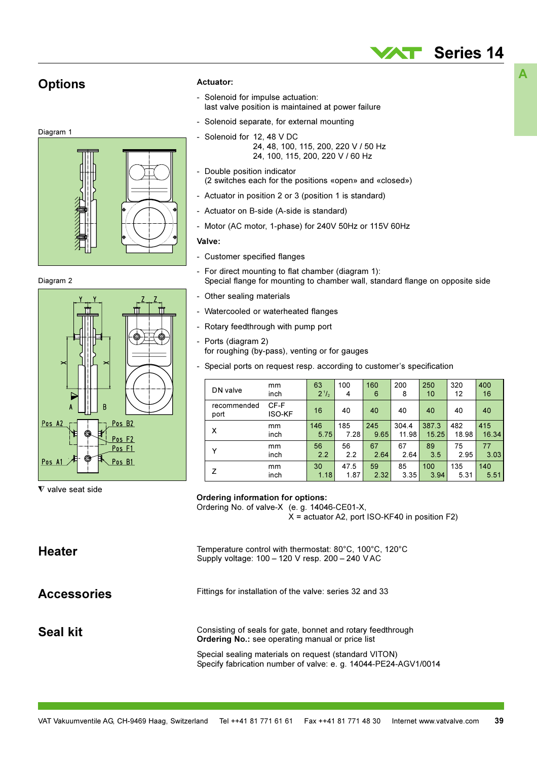## Options

Diagram 1

Diagram 2

▽ valve seat side

**Actuator:**

- Solenoid for impulse actuation:
  last valve position is maintained at power failure
- Solenoid separate, for external mounting
- Solenoid for 12, 48 V DC
  24, 48, 100, 115, 200, 220 V / 50 Hz
  24, 100, 115, 200, 220 V / 60 Hz
- Double position indicator
  (2 switches each for the positions «open» and «closed»)
- Actuator in position 2 or 3 (position 1 is standard)
- Actuator on B-side (A-side is standard)
- Motor (AC motor, 1-phase) for 240V 50Hz or 115V 60Hz

**Valve:**

- Customer specified flanges
- For direct mounting to flat chamber (diagram 1):
  Special flange for mounting to chamber wall, standard flange on opposite side
- Other sealing materials
- Watercooled or waterheated flanges
- Rotary feedthrough with pump port
- Ports (diagram 2)
  for roughing (by-pass), venting or for gauges
- Special ports on request resp. according to customer's specification

| DN valve | mm / inch | 63 / 2 ½ | 100 / 4 | 160 / 6 | 200 / 8 | 250 / 10 | 320 / 12 | 400 / 16 |
|---|---|---|---|---|---|---|---|---|
| recommended port | CF-F / ISO-KF | 16 | 40 | 40 | 40 | 40 | 40 | 40 |
| X | mm / inch | 146 / 5.75 | 185 / 7.28 | 245 / 9.65 | 304.4 / 11.98 | 387.3 / 15.25 | 482 / 18.98 | 415 / 16.34 |
| Y | mm / inch | 56 / 2.2 | 56 / 2.2 | 67 / 2.64 | 67 / 2.64 | 89 / 3.5 | 75 / 2.95 | 77 / 3.03 |
| Z | mm / inch | 30 / 1.18 | 47.5 / 1.87 | 59 / 2.32 | 85 / 3.35 | 100 / 3.94 | 135 / 5.31 | 140 / 5.51 |

**Ordering information for options:**
Ordering No. of valve-X (e. g. 14046-CE01-X,
X = actuator A2, port ISO-KF40 in position F2)

## Heater

Temperature control with thermostat: 80°C, 100°C, 120°C
Supply voltage: 100 – 120 V resp. 200 – 240 V AC

## Accessories

Fittings for installation of the valve: series 32 and 33

## Seal kit

Consisting of seals for gate, bonnet and rotary feedthrough
**Ordering No.:** see operating manual or price list

Special sealing materials on request (standard VITON)
Specify fabrication number of valve: e. g. 14044-PE24-AGV1/0014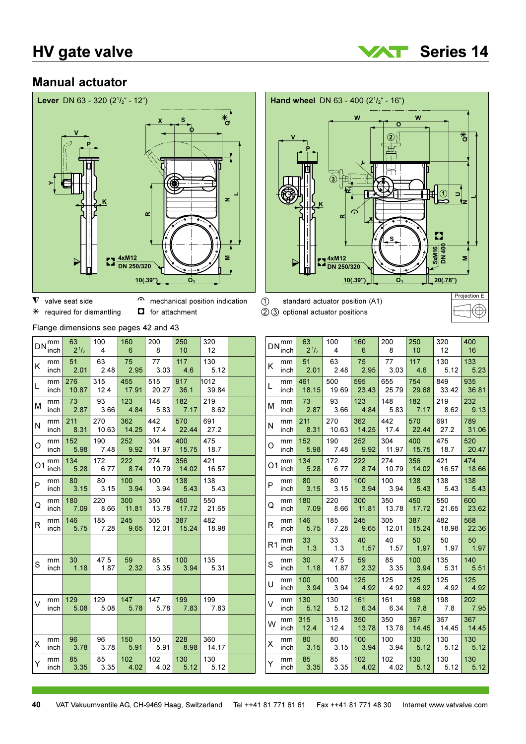# HV gate valve

VAT Series 14

## Manual actuator

**Lever** DN 63 - 320 (2½" - 12")

**Hand wheel** DN 63 - 400 (2½" - 16")

4xM12 DN 250/320

5xM16 DN 400

10(.39")

20(.78")

▼ valve seat side

✳ required for dismantling

mechanical position indication

for attachment

① standard actuator position (A1)

②③ optional actuator positions

Projection E

Flange dimensions see pages 42 and 43

**Lever**

| DN | | 63 / 2½ | 100 / 4 | 160 / 6 | 200 / 8 | 250 / 10 | 320 / 12 |
|---|---|---|---|---|---|---|---|
| K | mm | 51 | 63 | 75 | 77 | 117 | 130 |
| | inch | 2.01 | 2.48 | 2.95 | 3.03 | 4.6 | 5.12 |
| L | mm | 276 | 315 | 455 | 515 | 917 | 1012 |
| | inch | 10.87 | 12.4 | 17.91 | 20.27 | 36.1 | 39.84 |
| M | mm | 73 | 93 | 123 | 148 | 182 | 219 |
| | inch | 2.87 | 3.66 | 4.84 | 5.83 | 7.17 | 8.62 |
| N | mm | 211 | 270 | 362 | 442 | 570 | 691 |
| | inch | 8.31 | 10.63 | 14.25 | 17.4 | 22.44 | 27.2 |
| O | mm | 152 | 190 | 252 | 304 | 400 | 475 |
| | inch | 5.98 | 7.48 | 9.92 | 11.97 | 15.75 | 18.7 |
| O1 | mm | 134 | 172 | 222 | 274 | 356 | 421 |
| | inch | 5.28 | 6.77 | 8.74 | 10.79 | 14.02 | 16.57 |
| P | mm | 80 | 80 | 100 | 100 | 138 | 138 |
| | inch | 3.15 | 3.15 | 3.94 | 3.94 | 5.43 | 5.43 |
| Q | mm | 180 | 220 | 300 | 350 | 450 | 550 |
| | inch | 7.09 | 8.66 | 11.81 | 13.78 | 17.72 | 21.65 |
| R | mm | 146 | 185 | 245 | 305 | 387 | 482 |
| | inch | 5.75 | 7.28 | 9.65 | 12.01 | 15.24 | 18.98 |
| S | mm | 30 | 47.5 | 59 | 85 | 100 | 135 |
| | inch | 1.18 | 1.87 | 2.32 | 3.35 | 3.94 | 5.31 |
| V | mm | 129 | 129 | 147 | 147 | 199 | 199 |
| | inch | 5.08 | 5.08 | 5.78 | 5.78 | 7.83 | 7.83 |
| X | mm | 96 | 96 | 150 | 150 | 228 | 360 |
| | inch | 3.78 | 3.78 | 5.91 | 5.91 | 8.98 | 14.17 |
| Y | mm | 85 | 85 | 102 | 102 | 130 | 130 |
| | inch | 3.35 | 3.35 | 4.02 | 4.02 | 5.12 | 5.12 |

**Hand wheel**

| DN | | 63 / 2½ | 100 / 4 | 160 / 6 | 200 / 8 | 250 / 10 | 320 / 12 | 400 / 16 |
|---|---|---|---|---|---|---|---|---|
| K | mm | 51 | 63 | 75 | 77 | 117 | 130 | 133 |
| | inch | 2.01 | 2.48 | 2.95 | 3.03 | 4.6 | 5.12 | 5.23 |
| L | mm | 461 | 500 | 595 | 655 | 754 | 849 | 935 |
| | inch | 18.15 | 19.69 | 23.43 | 25.79 | 29.68 | 33.42 | 36.81 |
| M | mm | 73 | 93 | 123 | 148 | 182 | 219 | 232 |
| | inch | 2.87 | 3.66 | 4.84 | 5.83 | 7.17 | 8.62 | 9.13 |
| N | mm | 211 | 270 | 362 | 442 | 570 | 691 | 789 |
| | inch | 8.31 | 10.63 | 14.25 | 17.4 | 22.44 | 27.2 | 31.06 |
| O | mm | 152 | 190 | 252 | 304 | 400 | 475 | 520 |
| | inch | 5.98 | 7.48 | 9.92 | 11.97 | 15.75 | 18.7 | 20.47 |
| O1 | mm | 134 | 172 | 222 | 274 | 356 | 421 | 474 |
| | inch | 5.28 | 6.77 | 8.74 | 10.79 | 14.02 | 16.57 | 18.66 |
| P | mm | 80 | 80 | 100 | 100 | 138 | 138 | 138 |
| | inch | 3.15 | 3.15 | 3.94 | 3.94 | 5.43 | 5.43 | 5.43 |
| Q | mm | 180 | 220 | 300 | 350 | 450 | 550 | 600 |
| | inch | 7.09 | 8.66 | 11.81 | 13.78 | 17.72 | 21.65 | 23.62 |
| R | mm | 146 | 185 | 245 | 305 | 387 | 482 | 568 |
| | inch | 5.75 | 7.28 | 9.65 | 12.01 | 15.24 | 18.98 | 22.36 |
| R1 | mm | 33 | 33 | 40 | 40 | 50 | 50 | 50 |
| | inch | 1.3 | 1.3 | 1.57 | 1.57 | 1.97 | 1.97 | 1.97 |
| S | mm | 30 | 47.5 | 59 | 85 | 100 | 135 | 140 |
| | inch | 1.18 | 1.87 | 2.32 | 3.35 | 3.94 | 5.31 | 5.51 |
| U | mm | 100 | 100 | 125 | 125 | 125 | 125 | 125 |
| | inch | 3.94 | 3.94 | 4.92 | 4.92 | 4.92 | 4.92 | 4.92 |
| V | mm | 130 | 130 | 161 | 161 | 198 | 198 | 202 |
| | inch | 5.12 | 5.12 | 6.34 | 6.34 | 7.8 | 7.8 | 7.95 |
| W | mm | 315 | 315 | 350 | 350 | 367 | 367 | 367 |
| | inch | 12.4 | 12.4 | 13.78 | 13.78 | 14.45 | 14.45 | 14.45 |
| X | mm | 80 | 80 | 100 | 100 | 130 | 130 | 130 |
| | inch | 3.15 | 3.15 | 3.94 | 3.94 | 5.12 | 5.12 | 5.12 |
| Y | mm | 85 | 85 | 102 | 102 | 130 | 130 | 130 |
| | inch | 3.35 | 3.35 | 4.02 | 4.02 | 5.12 | 5.12 | 5.12 |

VAT Vakuumventile AG, CH-9469 Haag, Switzerland    Tel ++41 81 771 61 61    Fax ++41 81 771 48 30    Internet www.vatvalve.com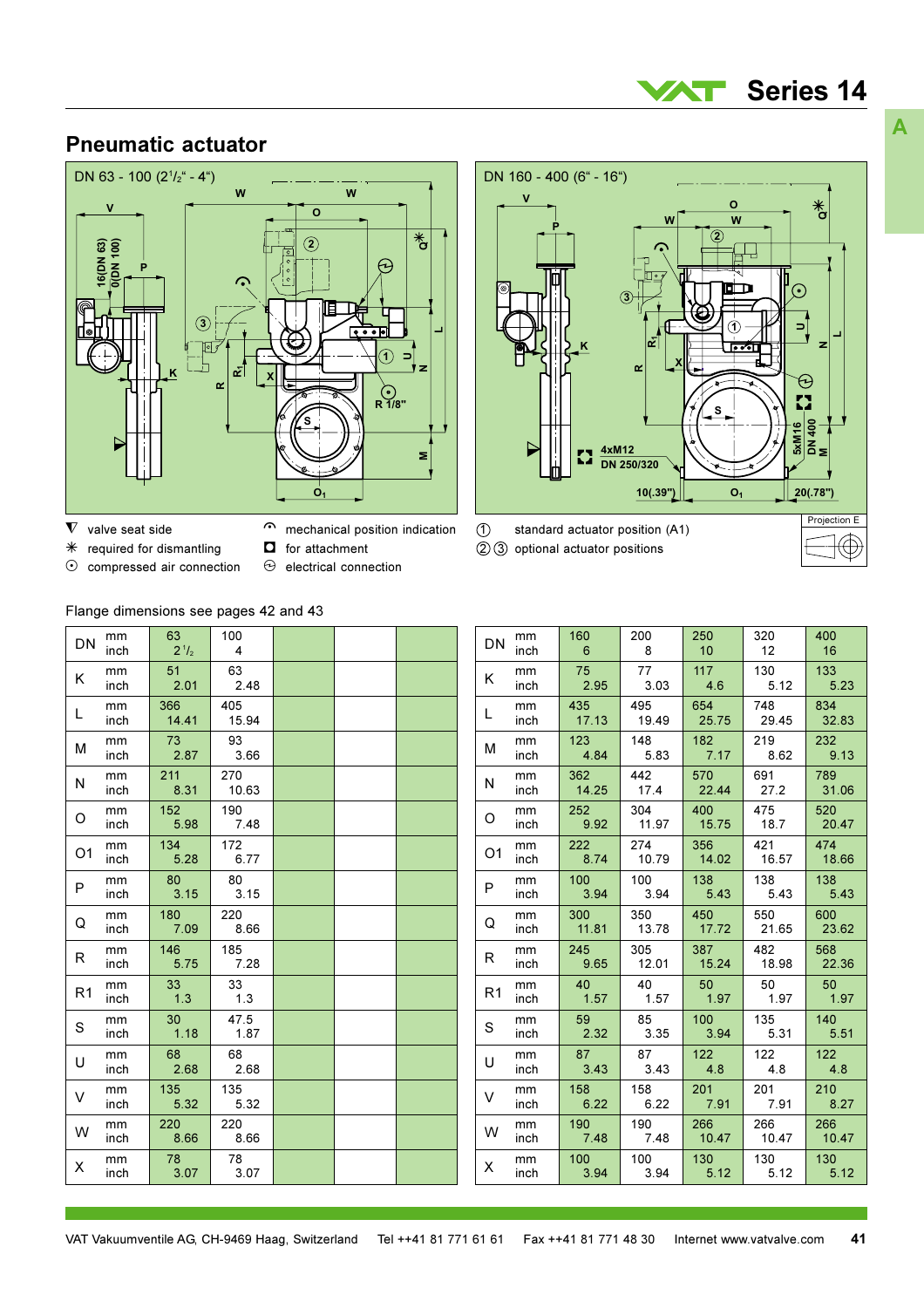## Pneumatic actuator

DN 63 - 100 (2½" - 4")

DN 160 - 400 (6" - 16")

- ▼ valve seat side
- ✳ required for dismantling
- ⊙ compressed air connection
- mechanical position indication
- for attachment
- electrical connection
- ① standard actuator position (A1)
- ② ③ optional actuator positions

Projection E

Flange dimensions see pages 42 and 43

| | | | | | | |
|---|---|---|---|---|---|---|
| DN | mm<br>inch | 63<br>2 ½ | 100<br>4 | | | |
| K | mm<br>inch | 51<br>2.01 | 63<br>2.48 | | | |
| L | mm<br>inch | 366<br>14.41 | 405<br>15.94 | | | |
| M | mm<br>inch | 73<br>2.87 | 93<br>3.66 | | | |
| N | mm<br>inch | 211<br>8.31 | 270<br>10.63 | | | |
| O | mm<br>inch | 152<br>5.98 | 190<br>7.48 | | | |
| O1 | mm<br>inch | 134<br>5.28 | 172<br>6.77 | | | |
| P | mm<br>inch | 80<br>3.15 | 80<br>3.15 | | | |
| Q | mm<br>inch | 180<br>7.09 | 220<br>8.66 | | | |
| R | mm<br>inch | 146<br>5.75 | 185<br>7.28 | | | |
| R1 | mm<br>inch | 33<br>1.3 | 33<br>1.3 | | | |
| S | mm<br>inch | 30<br>1.18 | 47.5<br>1.87 | | | |
| U | mm<br>inch | 68<br>2.68 | 68<br>2.68 | | | |
| V | mm<br>inch | 135<br>5.32 | 135<br>5.32 | | | |
| W | mm<br>inch | 220<br>8.66 | 220<br>8.66 | | | |
| X | mm<br>inch | 78<br>3.07 | 78<br>3.07 | | | |

| | | | | | | |
|---|---|---|---|---|---|---|
| DN | mm<br>inch | 160<br>6 | 200<br>8 | 250<br>10 | 320<br>12 | 400<br>16 |
| K | mm<br>inch | 75<br>2.95 | 77<br>3.03 | 117<br>4.6 | 130<br>5.12 | 133<br>5.23 |
| L | mm<br>inch | 435<br>17.13 | 495<br>19.49 | 654<br>25.75 | 748<br>29.45 | 834<br>32.83 |
| M | mm<br>inch | 123<br>4.84 | 148<br>5.83 | 182<br>7.17 | 219<br>8.62 | 232<br>9.13 |
| N | mm<br>inch | 362<br>14.25 | 442<br>17.4 | 570<br>22.44 | 691<br>27.2 | 789<br>31.06 |
| O | mm<br>inch | 252<br>9.92 | 304<br>11.97 | 400<br>15.75 | 475<br>18.7 | 520<br>20.47 |
| O1 | mm<br>inch | 222<br>8.74 | 274<br>10.79 | 356<br>14.02 | 421<br>16.57 | 474<br>18.66 |
| P | mm<br>inch | 100<br>3.94 | 100<br>3.94 | 138<br>5.43 | 138<br>5.43 | 138<br>5.43 |
| Q | mm<br>inch | 300<br>11.81 | 350<br>13.78 | 450<br>17.72 | 550<br>21.65 | 600<br>23.62 |
| R | mm<br>inch | 245<br>9.65 | 305<br>12.01 | 387<br>15.24 | 482<br>18.98 | 568<br>22.36 |
| R1 | mm<br>inch | 40<br>1.57 | 40<br>1.57 | 50<br>1.97 | 50<br>1.97 | 50<br>1.97 |
| S | mm<br>inch | 59<br>2.32 | 85<br>3.35 | 100<br>3.94 | 135<br>5.31 | 140<br>5.51 |
| U | mm<br>inch | 87<br>3.43 | 87<br>3.43 | 122<br>4.8 | 122<br>4.8 | 122<br>4.8 |
| V | mm<br>inch | 158<br>6.22 | 158<br>6.22 | 201<br>7.91 | 201<br>7.91 | 210<br>8.27 |
| W | mm<br>inch | 190<br>7.48 | 190<br>7.48 | 266<br>10.47 | 266<br>10.47 | 266<br>10.47 |
| X | mm<br>inch | 100<br>3.94 | 100<br>3.94 | 130<br>5.12 | 130<br>5.12 | 130<br>5.12 |

VAT Vakuumventile AG, CH-9469 Haag, Switzerland   Tel ++41 81 771 61 61   Fax ++41 81 771 48 30   Internet www.vatvalve.com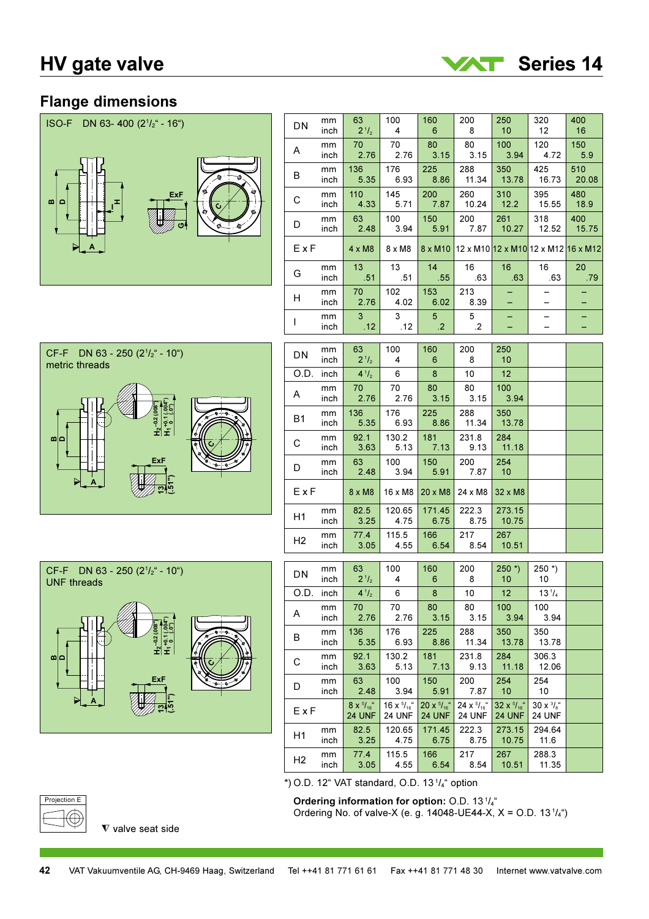# HV gate valve

**Series 14**

## Flange dimensions

ISO-F DN 63- 400 (2 1/2" - 16")

| DN | | 63 | 100 | 160 | 200 | 250 | 320 | 400 |
|---|---|---|---|---|---|---|---|---|
| | mm | 63 | 100 | 160 | 200 | 250 | 320 | 400 |
| | inch | 2 1/2 | 4 | 6 | 8 | 10 | 12 | 16 |
| A | mm | 70 | 70 | 80 | 80 | 100 | 120 | 150 |
| | inch | 2.76 | 2.76 | 3.15 | 3.15 | 3.94 | 4.72 | 5.9 |
| B | mm | 136 | 176 | 225 | 288 | 350 | 425 | 510 |
| | inch | 5.35 | 6.93 | 8.86 | 11.34 | 13.78 | 16.73 | 20.08 |
| C | mm | 110 | 145 | 200 | 260 | 310 | 395 | 480 |
| | inch | 4.33 | 5.71 | 7.87 | 10.24 | 12.2 | 15.55 | 18.9 |
| D | mm | 63 | 100 | 150 | 200 | 261 | 318 | 400 |
| | inch | 2.48 | 3.94 | 5.91 | 7.87 | 10.27 | 12.52 | 15.75 |
| E x F | | 4 x M8 | 8 x M8 | 8 x M10 | 12 x M10 | 12 x M10 | 12 x M12 | 16 x M12 |
| G | mm | 13 | 13 | 14 | 16 | 16 | 16 | 20 |
| | inch | .51 | .51 | .55 | .63 | .63 | .63 | .79 |
| H | mm | 70 | 102 | 153 | 213 | – | – | – |
| | inch | 2.76 | 4.02 | 6.02 | 8.39 | – | – | – |
| I | mm | 3 | 3 | 5 | 5 | – | – | – |
| | inch | .12 | .12 | .2 | .2 | – | – | – |

CF-F DN 63 - 250 (2 1/2" - 10")
metric threads

| DN | | 63 | 100 | 160 | 200 | 250 |
|---|---|---|---|---|---|---|
| | mm | 63 | 100 | 160 | 200 | 250 |
| | inch | 2 1/2 | 4 | 6 | 8 | 10 |
| O.D. | inch | 4 1/2 | 6 | 8 | 10 | 12 |
| A | mm | 70 | 70 | 80 | 80 | 100 |
| | inch | 2.76 | 2.76 | 3.15 | 3.15 | 3.94 |
| B1 | mm | 136 | 176 | 225 | 288 | 350 |
| | inch | 5.35 | 6.93 | 8.86 | 11.34 | 13.78 |
| C | mm | 92.1 | 130.2 | 181 | 231.8 | 284 |
| | inch | 3.63 | 5.13 | 7.13 | 9.13 | 11.18 |
| D | mm | 63 | 100 | 150 | 200 | 254 |
| | inch | 2.48 | 3.94 | 5.91 | 7.87 | 10 |
| E x F | | 8 x M8 | 16 x M8 | 20 x M8 | 24 x M8 | 32 x M8 |
| H1 | mm | 82.5 | 120.65 | 171.45 | 222.3 | 273.15 |
| | inch | 3.25 | 4.75 | 6.75 | 8.75 | 10.75 |
| H2 | mm | 77.4 | 115.5 | 166 | 217 | 267 |
| | inch | 3.05 | 4.55 | 6.54 | 8.54 | 10.51 |

CF-F DN 63 - 250 (2 1/2" - 10")
UNF threads

| DN | | 63 | 100 | 160 | 200 | 250 *) | 250 *) |
|---|---|---|---|---|---|---|---|
| | mm | 63 | 100 | 160 | 200 | 250 *) | 250 *) |
| | inch | 2 1/2 | 4 | 6 | 8 | 10 | 10 |
| O.D. | inch | 4 1/2 | 6 | 8 | 10 | 12 | 13 1/4 |
| A | mm | 70 | 70 | 80 | 80 | 100 | 100 |
| | inch | 2.76 | 2.76 | 3.15 | 3.15 | 3.94 | 3.94 |
| B | mm | 136 | 176 | 225 | 288 | 350 | 350 |
| | inch | 5.35 | 6.93 | 8.86 | 11.34 | 13.78 | 13.78 |
| C | mm | 92.1 | 130.2 | 181 | 231.8 | 284 | 306.3 |
| | inch | 3.63 | 5.13 | 7.13 | 9.13 | 11.18 | 12.06 |
| D | mm | 63 | 100 | 150 | 200 | 254 | 254 |
| | inch | 2.48 | 3.94 | 5.91 | 7.87 | 10 | 10 |
| E x F | | 8 x 5/16" 24 UNF | 16 x 5/16" 24 UNF | 20 x 5/16" 24 UNF | 24 x 5/16" 24 UNF | 32 x 5/16" 24 UNF | 30 x 3/8" 24 UNF |
| H1 | mm | 82.5 | 120.65 | 171.45 | 222.3 | 273.15 | 294.64 |
| | inch | 3.25 | 4.75 | 6.75 | 8.75 | 10.75 | 11.6 |
| H2 | mm | 77.4 | 115.5 | 166 | 217 | 267 | 288.3 |
| | inch | 3.05 | 4.55 | 6.54 | 8.54 | 10.51 | 11.35 |

*) O.D. 12" VAT standard, O.D. 13 1/4" option

**Ordering information for option:** O.D. 13 1/4"
Ordering No. of valve-X (e. g. 14048-UE44-X, X = O.D. 13 1/4")

Projection E

▼ valve seat side

VAT Vakuumventile AG, CH-9469 Haag, Switzerland Tel ++41 81 771 61 61 Fax ++41 81 771 48 30 Internet www.vatvalve.com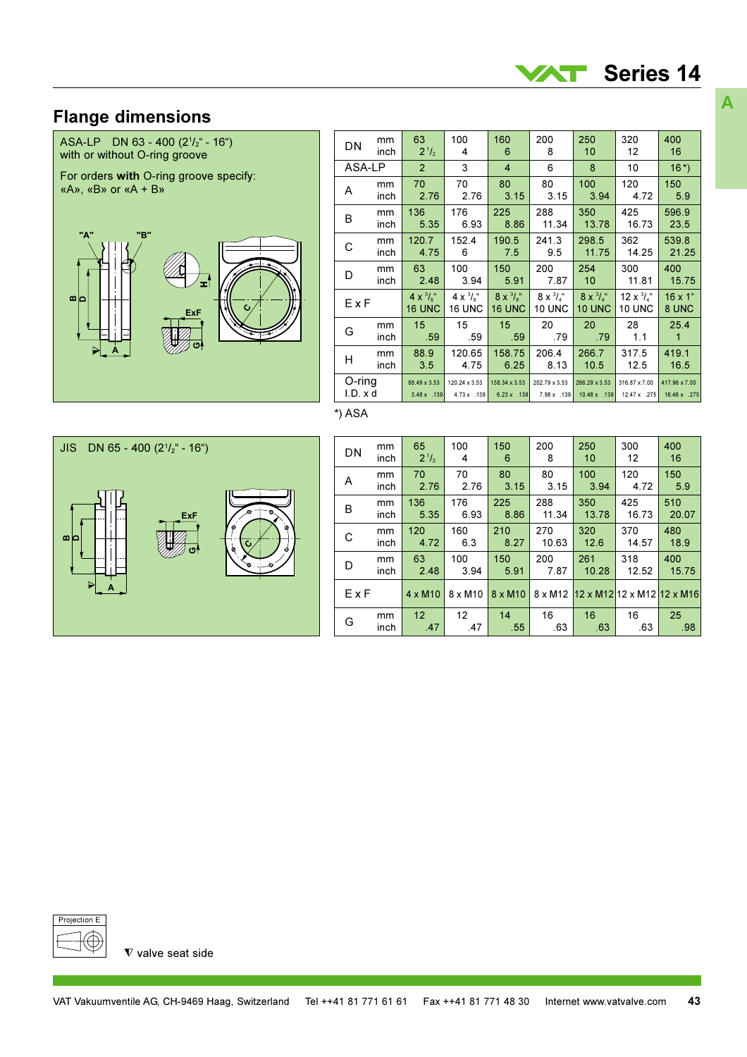## Flange dimensions

ASA-LP DN 63 - 400 ($2^1/_2$" - 16")
with or without O-ring groove

For orders **with** O-ring groove specify:
«A», «B» or «A + B»

"A" "B"

B D A H C ExF G

| DN | mm / inch | 63 / $2^1/_2$ | 100 / 4 | 160 / 6 | 200 / 8 | 250 / 10 | 320 / 12 | 400 / 16 |
|---|---|---|---|---|---|---|---|---|
| ASA-LP | | 2 | 3 | 4 | 6 | 8 | 10 | 16 *) |
| A | mm / inch | 70 / 2.76 | 70 / 2.76 | 80 / 3.15 | 80 / 3.15 | 100 / 3.94 | 120 / 4.72 | 150 / 5.9 |
| B | mm / inch | 136 / 5.35 | 176 / 6.93 | 225 / 8.86 | 288 / 11.34 | 350 / 13.78 | 425 / 16.73 | 596.9 / 23.5 |
| C | mm / inch | 120.7 / 4.75 | 152.4 / 6 | 190.5 / 7.5 | 241.3 / 9.5 | 298.5 / 11.75 | 362 / 14.25 | 539.8 / 21.25 |
| D | mm / inch | 63 / 2.48 | 100 / 3.94 | 150 / 5.91 | 200 / 7.87 | 254 / 10 | 300 / 11.81 | 400 / 15.75 |
| E x F | | 4 x $^3/_8$" 16 UNC | 4 x $^3/_8$" 16 UNC | 8 x $^3/_8$" 16 UNC | 8 x $^3/_4$" 10 UNC | 8 x $^3/_4$" 10 UNC | 12 x $^3/_4$" 10 UNC | 16 x 1" 8 UNC |
| G | mm / inch | 15 / .59 | 15 / .59 | 15 / .59 | 20 / .79 | 20 / .79 | 28 / 1.1 | 25.4 / 1 |
| H | mm / inch | 88.9 / 3.5 | 120.65 / 4.75 | 158.75 / 6.25 | 206.4 / 8.13 | 266.7 / 10.5 | 317.5 / 12.5 | 419.1 / 16.5 |
| O-ring I.D. x d | | 88.49 x 3.53 / 3.48 x .139 | 120.24 x 3.53 / 4.73 x .139 | 158.34 x 3.53 / 6.23 x .139 | 202.79 x 3.53 / 7.98 x .139 | 266.29 x 3.53 / 10.48 x .139 | 316.87 x 7.00 / 12.47 x .275 | 417.96 x 7.00 / 16.46 x .275 |

*) ASA

JIS DN 65 - 400 ($2^1/_2$" - 16")

B D A ExF G C

| DN | mm / inch | 65 / $2^1/_2$ | 100 / 4 | 150 / 6 | 200 / 8 | 250 / 10 | 300 / 12 | 400 / 16 |
|---|---|---|---|---|---|---|---|---|
| A | mm / inch | 70 / 2.76 | 70 / 2.76 | 80 / 3.15 | 80 / 3.15 | 100 / 3.94 | 120 / 4.72 | 150 / 5.9 |
| B | mm / inch | 136 / 5.35 | 176 / 6.93 | 225 / 8.86 | 288 / 11.34 | 350 / 13.78 | 425 / 16.73 | 510 / 20.07 |
| C | mm / inch | 120 / 4.72 | 160 / 6.3 | 210 / 8.27 | 270 / 10.63 | 320 / 12.6 | 370 / 14.57 | 480 / 18.9 |
| D | mm / inch | 63 / 2.48 | 100 / 3.94 | 150 / 5.91 | 200 / 7.87 | 261 / 10.28 | 318 / 12.52 | 400 / 15.75 |
| E x F | | 4 x M10 | 8 x M10 | 8 x M10 | 8 x M12 | 12 x M12 | 12 x M12 | 12 x M16 |
| G | mm / inch | 12 / .47 | 12 / .47 | 14 / .55 | 16 / .63 | 16 / .63 | 16 / .63 | 25 / .98 |

Projection E

∇ valve seat side

VAT Vakuumventile AG, CH-9469 Haag, Switzerland Tel ++41 81 771 61 61 Fax ++41 81 771 48 30 Internet www.vatvalve.com